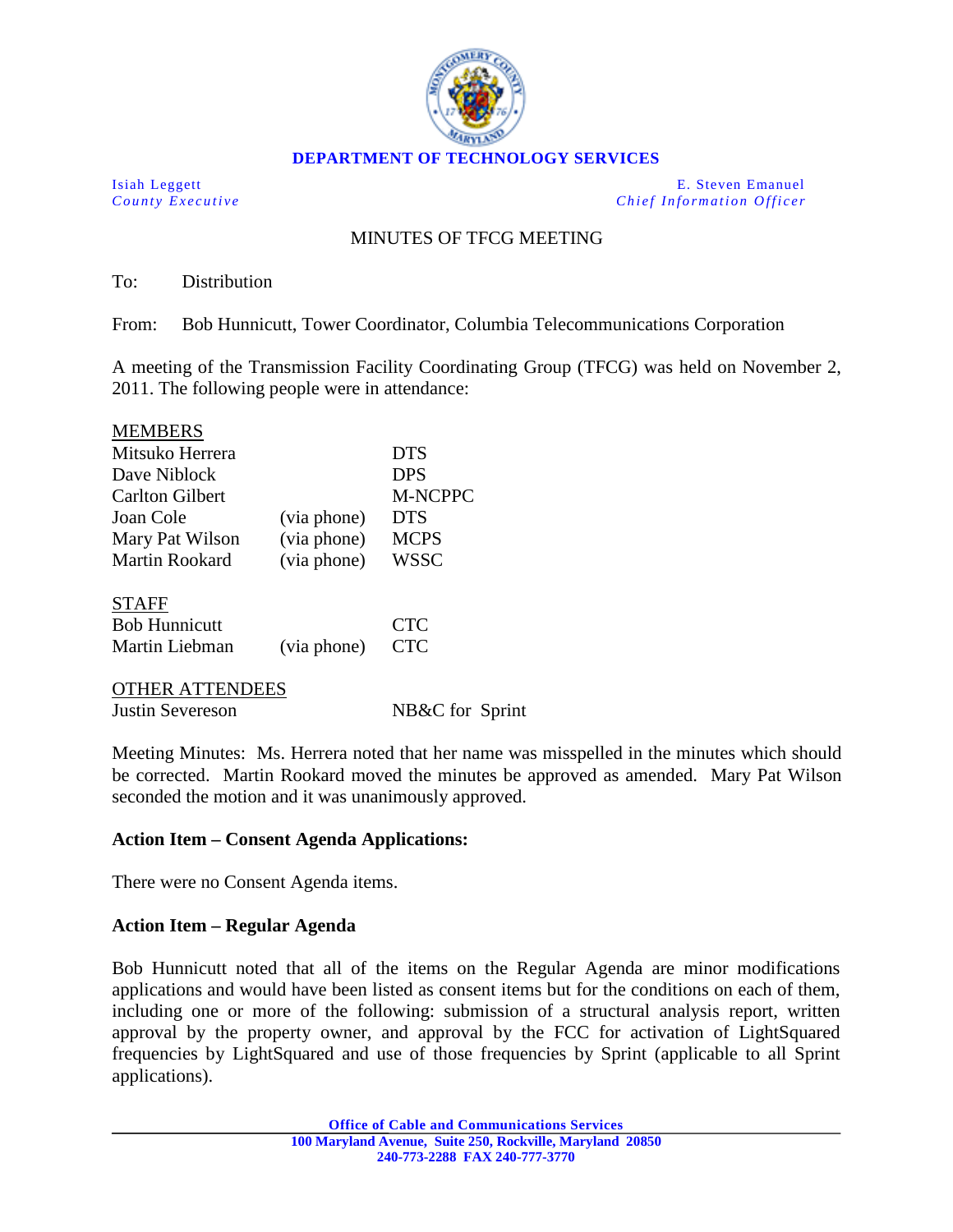**DEPARTMENT OF TECHNOLOGY SERVICES**

Isiah Leggett
*County Executive*

E. Steven Emanuel
*Chief Information Officer*

MINUTES OF TFCG MEETING

To: Distribution

From: Bob Hunnicutt, Tower Coordinator, Columbia Telecommunications Corporation

A meeting of the Transmission Facility Coordinating Group (TFCG) was held on November 2, 2011. The following people were in attendance:

MEMBERS

| | | |
|---|---|---|
| Mitsuko Herrera | | DTS |
| Dave Niblock | | DPS |
| Carlton Gilbert | | M-NCPPC |
| Joan Cole | (via phone) | DTS |
| Mary Pat Wilson | (via phone) | MCPS |
| Martin Rookard | (via phone) | WSSC |

STAFF

| | | |
|---|---|---|
| Bob Hunnicutt | | CTC |
| Martin Liebman | (via phone) | CTC |

OTHER ATTENDEES

| | | |
|---|---|---|
| Justin Severeson | | NB&C for Sprint |

Meeting Minutes: Ms. Herrera noted that her name was misspelled in the minutes which should be corrected. Martin Rookard moved the minutes be approved as amended. Mary Pat Wilson seconded the motion and it was unanimously approved.

**Action Item – Consent Agenda Applications:**

There were no Consent Agenda items.

**Action Item – Regular Agenda**

Bob Hunnicutt noted that all of the items on the Regular Agenda are minor modifications applications and would have been listed as consent items but for the conditions on each of them, including one or more of the following: submission of a structural analysis report, written approval by the property owner, and approval by the FCC for activation of LightSquared frequencies by LightSquared and use of those frequencies by Sprint (applicable to all Sprint applications).

**Office of Cable and Communications Services**
**100 Maryland Avenue, Suite 250, Rockville, Maryland 20850**
**240-773-2288 FAX 240-777-3770**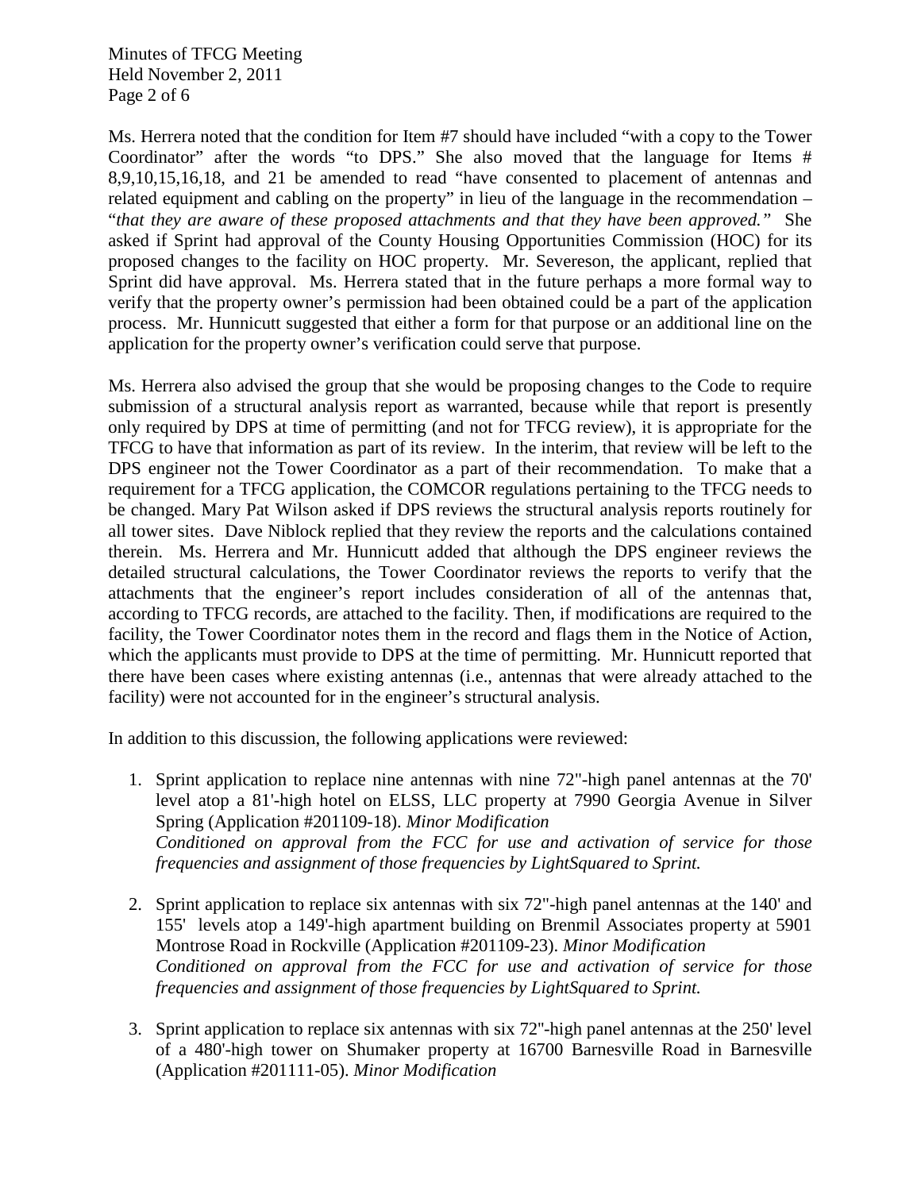Ms. Herrera noted that the condition for Item #7 should have included "with a copy to the Tower Coordinator" after the words "to DPS." She also moved that the language for Items # 8,9,10,15,16,18, and 21 be amended to read "have consented to placement of antennas and related equipment and cabling on the property" in lieu of the language in the recommendation – "*that they are aware of these proposed attachments and that they have been approved.*" She asked if Sprint had approval of the County Housing Opportunities Commission (HOC) for its proposed changes to the facility on HOC property. Mr. Severeson, the applicant, replied that Sprint did have approval. Ms. Herrera stated that in the future perhaps a more formal way to verify that the property owner's permission had been obtained could be a part of the application process. Mr. Hunnicutt suggested that either a form for that purpose or an additional line on the application for the property owner's verification could serve that purpose.

Ms. Herrera also advised the group that she would be proposing changes to the Code to require submission of a structural analysis report as warranted, because while that report is presently only required by DPS at time of permitting (and not for TFCG review), it is appropriate for the TFCG to have that information as part of its review. In the interim, that review will be left to the DPS engineer not the Tower Coordinator as a part of their recommendation. To make that a requirement for a TFCG application, the COMCOR regulations pertaining to the TFCG needs to be changed. Mary Pat Wilson asked if DPS reviews the structural analysis reports routinely for all tower sites. Dave Niblock replied that they review the reports and the calculations contained therein. Ms. Herrera and Mr. Hunnicutt added that although the DPS engineer reviews the detailed structural calculations, the Tower Coordinator reviews the reports to verify that the attachments that the engineer's report includes consideration of all of the antennas that, according to TFCG records, are attached to the facility. Then, if modifications are required to the facility, the Tower Coordinator notes them in the record and flags them in the Notice of Action, which the applicants must provide to DPS at the time of permitting. Mr. Hunnicutt reported that there have been cases where existing antennas (i.e., antennas that were already attached to the facility) were not accounted for in the engineer's structural analysis.

In addition to this discussion, the following applications were reviewed:

1. Sprint application to replace nine antennas with nine 72"-high panel antennas at the 70' level atop a 81'-high hotel on ELSS, LLC property at 7990 Georgia Avenue in Silver Spring (Application #201109-18). *Minor Modification*
   *Conditioned on approval from the FCC for use and activation of service for those frequencies and assignment of those frequencies by LightSquared to Sprint.*

2. Sprint application to replace six antennas with six 72"-high panel antennas at the 140' and 155' levels atop a 149'-high apartment building on Brenmil Associates property at 5901 Montrose Road in Rockville (Application #201109-23). *Minor Modification*
   *Conditioned on approval from the FCC for use and activation of service for those frequencies and assignment of those frequencies by LightSquared to Sprint.*

3. Sprint application to replace six antennas with six 72"-high panel antennas at the 250' level of a 480'-high tower on Shumaker property at 16700 Barnesville Road in Barnesville (Application #201111-05). *Minor Modification*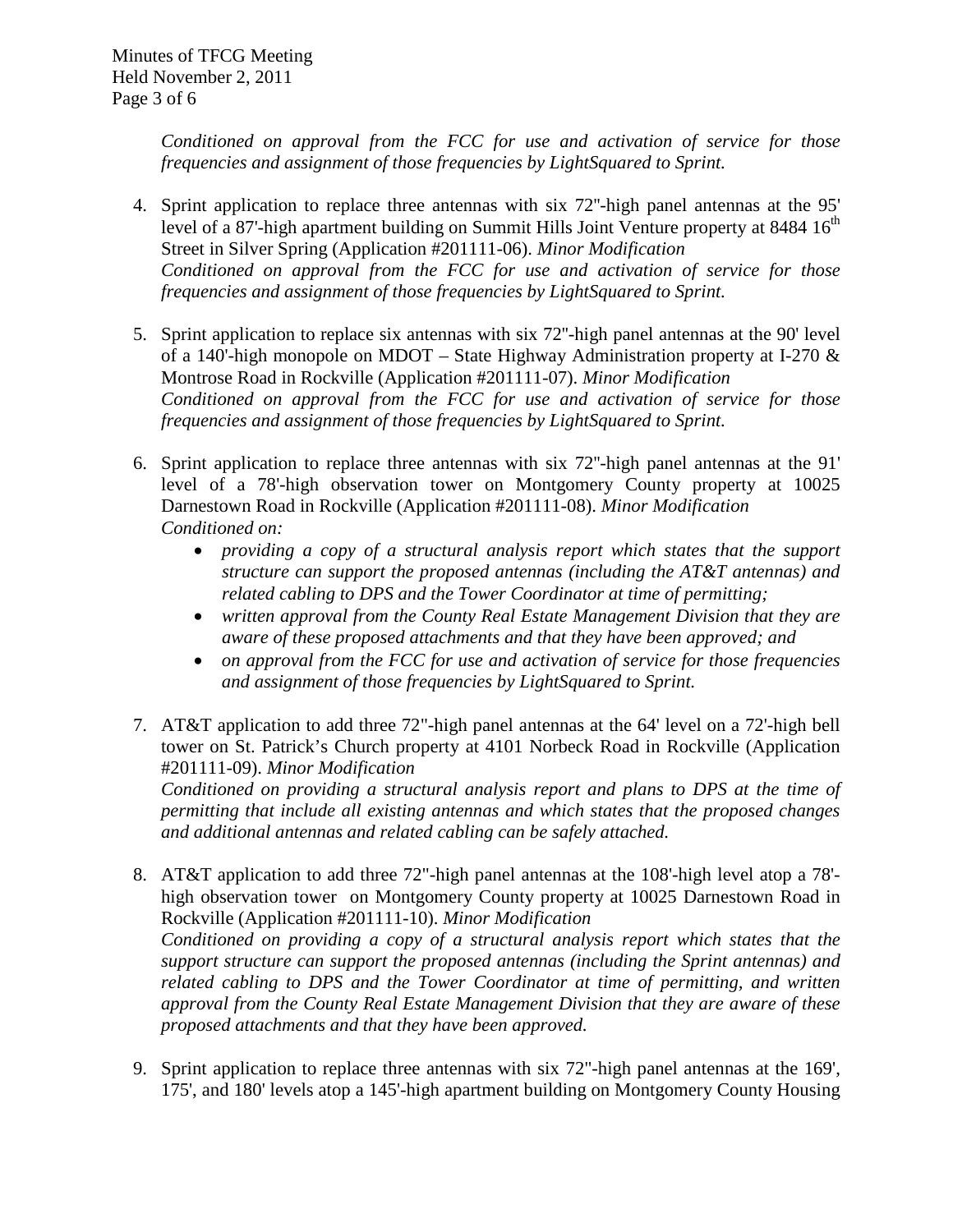*Conditioned on approval from the FCC for use and activation of service for those frequencies and assignment of those frequencies by LightSquared to Sprint.*

4. Sprint application to replace three antennas with six 72"-high panel antennas at the 95' level of a 87'-high apartment building on Summit Hills Joint Venture property at 8484 16th Street in Silver Spring (Application #201111-06). *Minor Modification*
   *Conditioned on approval from the FCC for use and activation of service for those frequencies and assignment of those frequencies by LightSquared to Sprint.*

5. Sprint application to replace six antennas with six 72"-high panel antennas at the 90' level of a 140'-high monopole on MDOT – State Highway Administration property at I-270 & Montrose Road in Rockville (Application #201111-07). *Minor Modification*
   *Conditioned on approval from the FCC for use and activation of service for those frequencies and assignment of those frequencies by LightSquared to Sprint.*

6. Sprint application to replace three antennas with six 72"-high panel antennas at the 91' level of a 78'-high observation tower on Montgomery County property at 10025 Darnestown Road in Rockville (Application #201111-08). *Minor Modification*
   *Conditioned on:*
   - *providing a copy of a structural analysis report which states that the support structure can support the proposed antennas (including the AT&T antennas) and related cabling to DPS and the Tower Coordinator at time of permitting;*
   - *written approval from the County Real Estate Management Division that they are aware of these proposed attachments and that they have been approved; and*
   - *on approval from the FCC for use and activation of service for those frequencies and assignment of those frequencies by LightSquared to Sprint.*

7. AT&T application to add three 72"-high panel antennas at the 64' level on a 72'-high bell tower on St. Patrick's Church property at 4101 Norbeck Road in Rockville (Application #201111-09). *Minor Modification*
   *Conditioned on providing a structural analysis report and plans to DPS at the time of permitting that include all existing antennas and which states that the proposed changes and additional antennas and related cabling can be safely attached.*

8. AT&T application to add three 72"-high panel antennas at the 108'-high level atop a 78'-high observation tower on Montgomery County property at 10025 Darnestown Road in Rockville (Application #201111-10). *Minor Modification*
   *Conditioned on providing a copy of a structural analysis report which states that the support structure can support the proposed antennas (including the Sprint antennas) and related cabling to DPS and the Tower Coordinator at time of permitting, and written approval from the County Real Estate Management Division that they are aware of these proposed attachments and that they have been approved.*

9. Sprint application to replace three antennas with six 72"-high panel antennas at the 169', 175', and 180' levels atop a 145'-high apartment building on Montgomery County Housing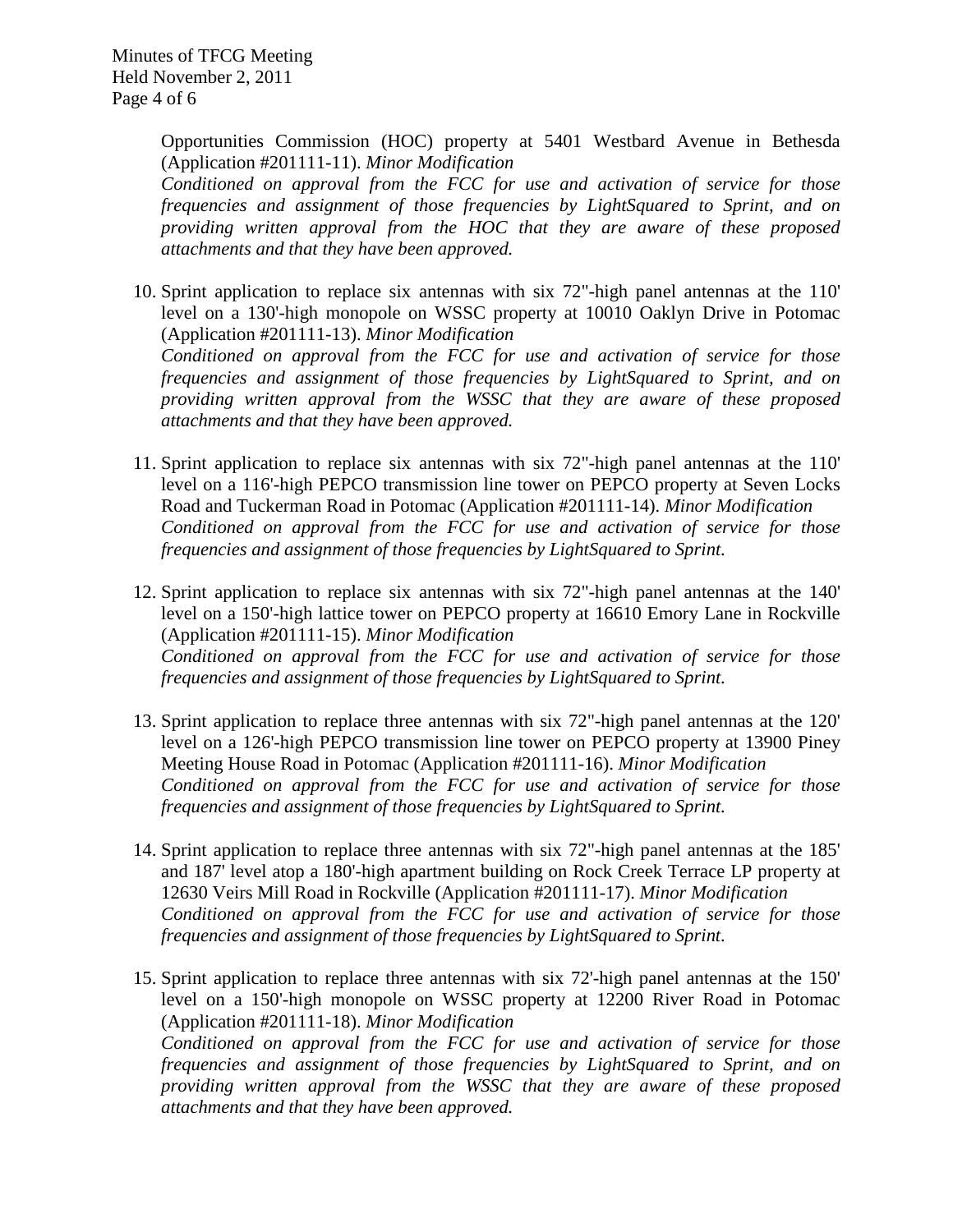Opportunities Commission (HOC) property at 5401 Westbard Avenue in Bethesda (Application #201111-11). *Minor Modification*
*Conditioned on approval from the FCC for use and activation of service for those frequencies and assignment of those frequencies by LightSquared to Sprint, and on providing written approval from the HOC that they are aware of these proposed attachments and that they have been approved.*

10. Sprint application to replace six antennas with six 72"-high panel antennas at the 110' level on a 130'-high monopole on WSSC property at 10010 Oaklyn Drive in Potomac (Application #201111-13). *Minor Modification*
*Conditioned on approval from the FCC for use and activation of service for those frequencies and assignment of those frequencies by LightSquared to Sprint, and on providing written approval from the WSSC that they are aware of these proposed attachments and that they have been approved.*

11. Sprint application to replace six antennas with six 72"-high panel antennas at the 110' level on a 116'-high PEPCO transmission line tower on PEPCO property at Seven Locks Road and Tuckerman Road in Potomac (Application #201111-14). *Minor Modification*
*Conditioned on approval from the FCC for use and activation of service for those frequencies and assignment of those frequencies by LightSquared to Sprint.*

12. Sprint application to replace six antennas with six 72"-high panel antennas at the 140' level on a 150'-high lattice tower on PEPCO property at 16610 Emory Lane in Rockville (Application #201111-15). *Minor Modification*
*Conditioned on approval from the FCC for use and activation of service for those frequencies and assignment of those frequencies by LightSquared to Sprint.*

13. Sprint application to replace three antennas with six 72"-high panel antennas at the 120' level on a 126'-high PEPCO transmission line tower on PEPCO property at 13900 Piney Meeting House Road in Potomac (Application #201111-16). *Minor Modification*
*Conditioned on approval from the FCC for use and activation of service for those frequencies and assignment of those frequencies by LightSquared to Sprint.*

14. Sprint application to replace three antennas with six 72"-high panel antennas at the 185' and 187' level atop a 180'-high apartment building on Rock Creek Terrace LP property at 12630 Veirs Mill Road in Rockville (Application #201111-17). *Minor Modification*
*Conditioned on approval from the FCC for use and activation of service for those frequencies and assignment of those frequencies by LightSquared to Sprint.*

15. Sprint application to replace three antennas with six 72'-high panel antennas at the 150' level on a 150'-high monopole on WSSC property at 12200 River Road in Potomac (Application #201111-18). *Minor Modification*
*Conditioned on approval from the FCC for use and activation of service for those frequencies and assignment of those frequencies by LightSquared to Sprint, and on providing written approval from the WSSC that they are aware of these proposed attachments and that they have been approved.*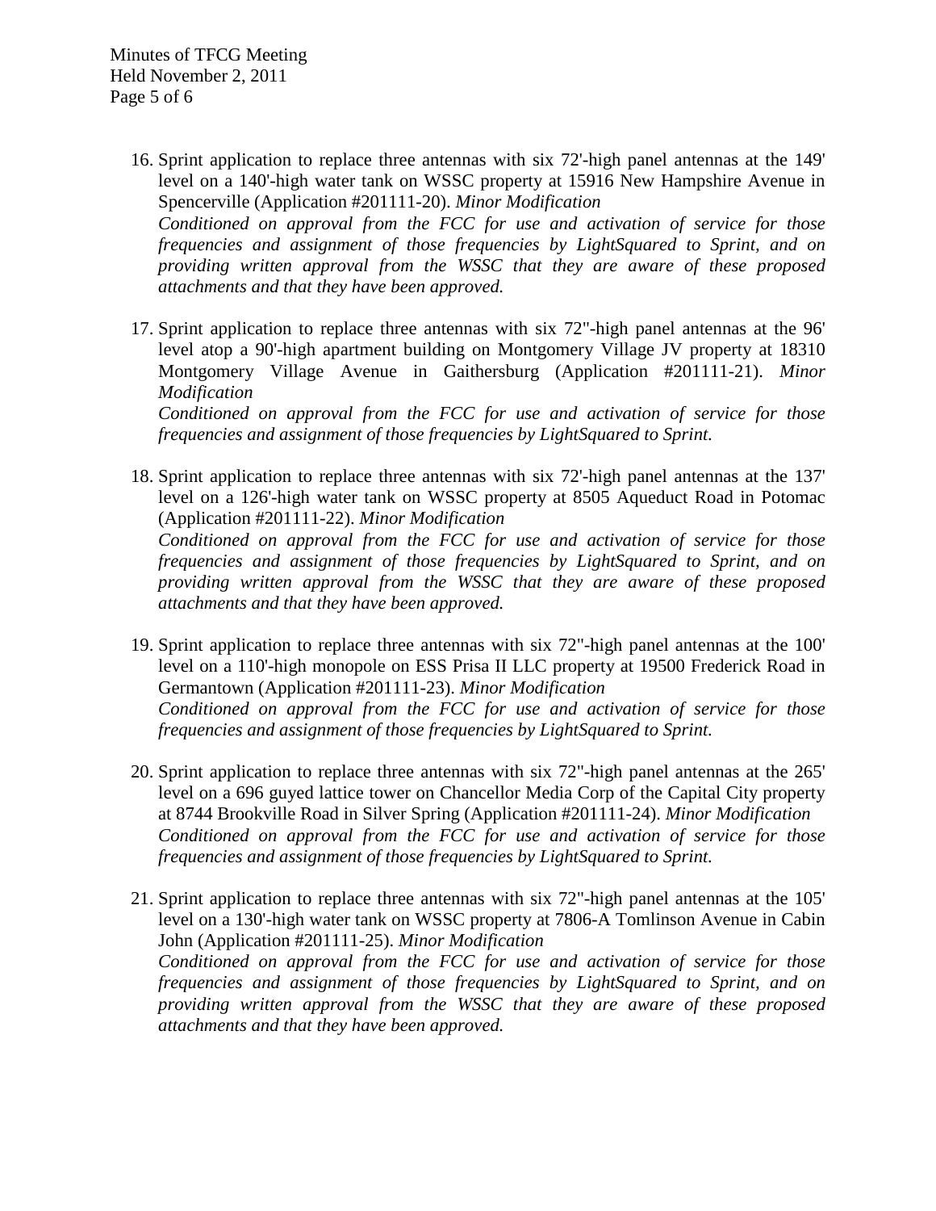16. Sprint application to replace three antennas with six 72'-high panel antennas at the 149' level on a 140'-high water tank on WSSC property at 15916 New Hampshire Avenue in Spencerville (Application #201111-20). *Minor Modification*
*Conditioned on approval from the FCC for use and activation of service for those frequencies and assignment of those frequencies by LightSquared to Sprint, and on providing written approval from the WSSC that they are aware of these proposed attachments and that they have been approved.*

17. Sprint application to replace three antennas with six 72"-high panel antennas at the 96' level atop a 90'-high apartment building on Montgomery Village JV property at 18310 Montgomery Village Avenue in Gaithersburg (Application #201111-21). *Minor Modification*
*Conditioned on approval from the FCC for use and activation of service for those frequencies and assignment of those frequencies by LightSquared to Sprint.*

18. Sprint application to replace three antennas with six 72'-high panel antennas at the 137' level on a 126'-high water tank on WSSC property at 8505 Aqueduct Road in Potomac (Application #201111-22). *Minor Modification*
*Conditioned on approval from the FCC for use and activation of service for those frequencies and assignment of those frequencies by LightSquared to Sprint, and on providing written approval from the WSSC that they are aware of these proposed attachments and that they have been approved.*

19. Sprint application to replace three antennas with six 72"-high panel antennas at the 100' level on a 110'-high monopole on ESS Prisa II LLC property at 19500 Frederick Road in Germantown (Application #201111-23). *Minor Modification*
*Conditioned on approval from the FCC for use and activation of service for those frequencies and assignment of those frequencies by LightSquared to Sprint.*

20. Sprint application to replace three antennas with six 72"-high panel antennas at the 265' level on a 696 guyed lattice tower on Chancellor Media Corp of the Capital City property at 8744 Brookville Road in Silver Spring (Application #201111-24). *Minor Modification*
*Conditioned on approval from the FCC for use and activation of service for those frequencies and assignment of those frequencies by LightSquared to Sprint.*

21. Sprint application to replace three antennas with six 72"-high panel antennas at the 105' level on a 130'-high water tank on WSSC property at 7806-A Tomlinson Avenue in Cabin John (Application #201111-25). *Minor Modification*
*Conditioned on approval from the FCC for use and activation of service for those frequencies and assignment of those frequencies by LightSquared to Sprint, and on providing written approval from the WSSC that they are aware of these proposed attachments and that they have been approved.*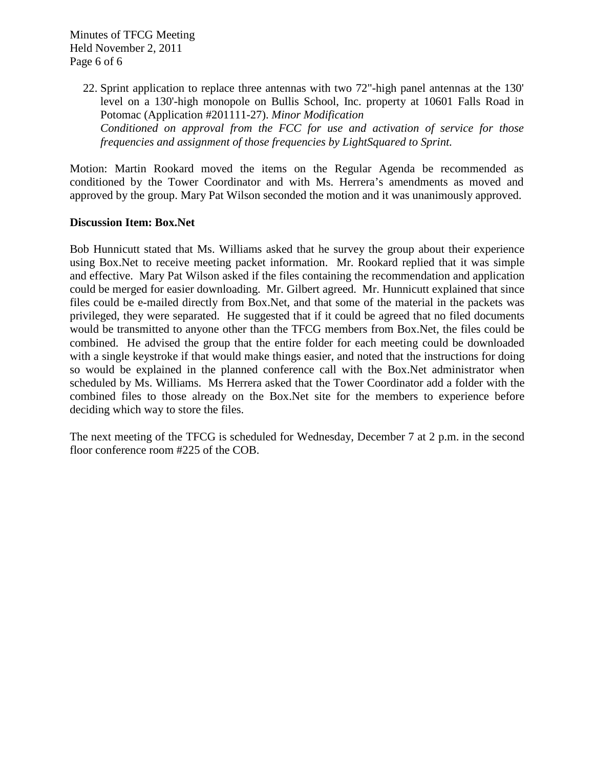22. Sprint application to replace three antennas with two 72"-high panel antennas at the 130' level on a 130'-high monopole on Bullis School, Inc. property at 10601 Falls Road in Potomac (Application #201111-27). *Minor Modification*
    *Conditioned on approval from the FCC for use and activation of service for those frequencies and assignment of those frequencies by LightSquared to Sprint.*

Motion: Martin Rookard moved the items on the Regular Agenda be recommended as conditioned by the Tower Coordinator and with Ms. Herrera's amendments as moved and approved by the group. Mary Pat Wilson seconded the motion and it was unanimously approved.

**Discussion Item: Box.Net**

Bob Hunnicutt stated that Ms. Williams asked that he survey the group about their experience using Box.Net to receive meeting packet information. Mr. Rookard replied that it was simple and effective. Mary Pat Wilson asked if the files containing the recommendation and application could be merged for easier downloading. Mr. Gilbert agreed. Mr. Hunnicutt explained that since files could be e-mailed directly from Box.Net, and that some of the material in the packets was privileged, they were separated. He suggested that if it could be agreed that no filed documents would be transmitted to anyone other than the TFCG members from Box.Net, the files could be combined. He advised the group that the entire folder for each meeting could be downloaded with a single keystroke if that would make things easier, and noted that the instructions for doing so would be explained in the planned conference call with the Box.Net administrator when scheduled by Ms. Williams. Ms Herrera asked that the Tower Coordinator add a folder with the combined files to those already on the Box.Net site for the members to experience before deciding which way to store the files.

The next meeting of the TFCG is scheduled for Wednesday, December 7 at 2 p.m. in the second floor conference room #225 of the COB.